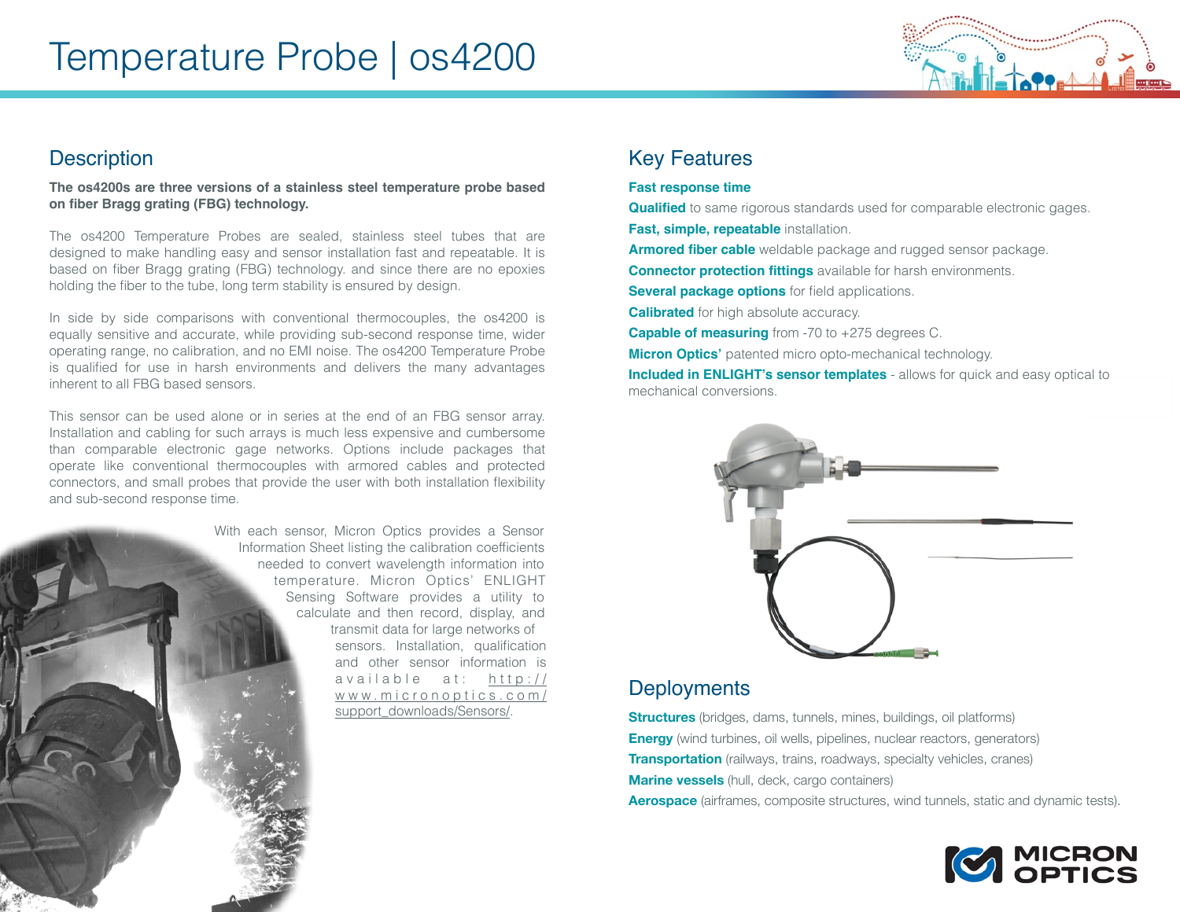# Temperature Probe | os4200

## Description

**The os4200s are three versions of a stainless steel temperature probe based on fiber Bragg grating (FBG) technology.**

The os4200 Temperature Probes are sealed, stainless steel tubes that are designed to make handling easy and sensor installation fast and repeatable. It is based on fiber Bragg grating (FBG) technology. and since there are no epoxies holding the fiber to the tube, long term stability is ensured by design.

In side by side comparisons with conventional thermocouples, the os4200 is equally sensitive and accurate, while providing sub-second response time, wider operating range, no calibration, and no EMI noise. The os4200 Temperature Probe is qualified for use in harsh environments and delivers the many advantages inherent to all FBG based sensors.

This sensor can be used alone or in series at the end of an FBG sensor array. Installation and cabling for such arrays is much less expensive and cumbersome than comparable electronic gage networks. Options include packages that operate like conventional thermocouples with armored cables and protected connectors, and small probes that provide the user with both installation flexibility and sub-second response time.

With each sensor, Micron Optics provides a Sensor Information Sheet listing the calibration coefficients needed to convert wavelength information into temperature. Micron Optics' ENLIGHT Sensing Software provides a utility to calculate and then record, display, and transmit data for large networks of sensors. Installation, qualification and other sensor information is available at: http://www.micronoptics.com/support_downloads/Sensors/.

## Key Features

**Fast response time**

**Qualified** to same rigorous standards used for comparable electronic gages.

**Fast, simple, repeatable** installation.

**Armored fiber cable** weldable package and rugged sensor package.

**Connector protection fittings** available for harsh environments.

**Several package options** for field applications.

**Calibrated** for high absolute accuracy.

**Capable of measuring** from -70 to +275 degrees C.

**Micron Optics'** patented micro opto-mechanical technology.

**Included in ENLIGHT's sensor templates** - allows for quick and easy optical to mechanical conversions.

## Deployments

**Structures** (bridges, dams, tunnels, mines, buildings, oil platforms)

**Energy** (wind turbines, oil wells, pipelines, nuclear reactors, generators)

**Transportation** (railways, trains, roadways, specialty vehicles, cranes)

**Marine vessels** (hull, deck, cargo containers)

**Aerospace** (airframes, composite structures, wind tunnels, static and dynamic tests).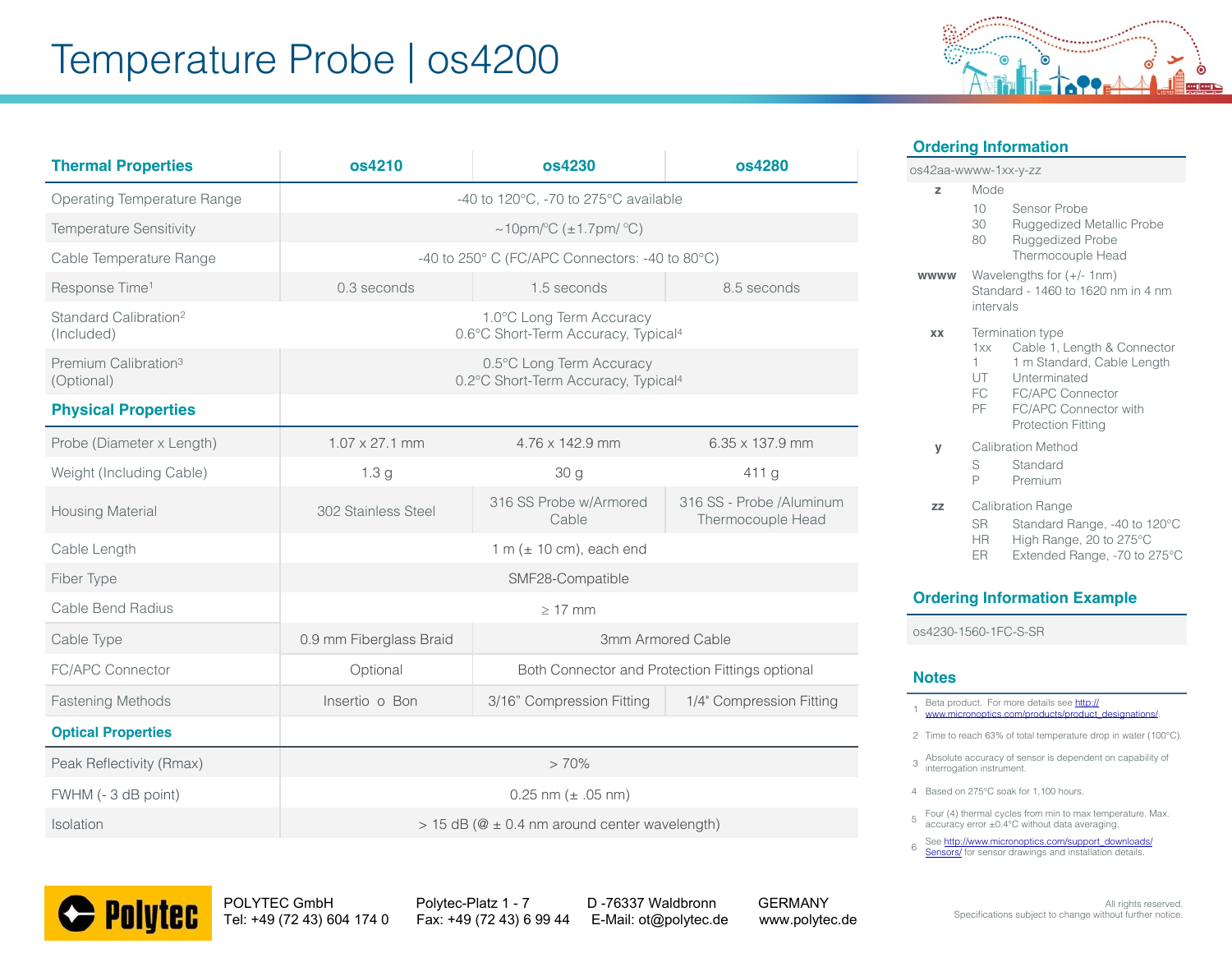# Temperature Probe | os4200

| Thermal Properties | os4210 | os4230 | os4280 |
|---|---|---|---|
| Operating Temperature Range | -40 to 120°C, -70 to 275°C available | | |
| Temperature Sensitivity | ~10pm/°C (±1.7pm/ °C) | | |
| Cable Temperature Range | -40 to 250° C (FC/APC Connectors: -40 to 80°C) | | |
| Response Time[1] | 0.3 seconds | 1.5 seconds | 8.5 seconds |
| Standard Calibration[2] (Included) | 1.0°C Long Term Accuracy 0.6°C Short-Term Accuracy, Typical[4] | | |
| Premium Calibration[3] (Optional) | 0.5°C Long Term Accuracy 0.2°C Short-Term Accuracy, Typical[4] | | |
| **Physical Properties** | | | |
| Probe (Diameter x Length) | 1.07 x 27.1 mm | 4.76 x 142.9 mm | 6.35 x 137.9 mm |
| Weight (Including Cable) | 1.3 g | 30 g | 411 g |
| Housing Material | 302 Stainless Steel | 316 SS Probe w/Armored Cable | 316 SS - Probe /Aluminum Thermocouple Head |
| Cable Length | 1 m (± 10 cm), each end | | |
| Fiber Type | SMF28-Compatible | | |
| Cable Bend Radius | ≥ 17 mm | | |
| Cable Type | 0.9 mm Fiberglass Braid | 3mm Armored Cable | |
| FC/APC Connector | Optional | Both Connector and Protection Fittings optional | |
| Fastening Methods | Insertio o Bon | 3/16" Compression Fitting | 1/4" Compression Fitting |
| **Optical Properties** | | | |
| Peak Reflectivity (Rmax) | > 70% | | |
| FWHM (- 3 dB point) | 0.25 nm (± .05 nm) | | |
| Isolation | > 15 dB (@ ± 0.4 nm around center wavelength) | | |

## Ordering Information

os42aa-wwww-1xx-y-zz

**z** Mode
- 10 Sensor Probe
- 30 Ruggedized Metallic Probe
- 80 Ruggedized Probe Thermocouple Head

**wwww** Wavelengths for (+/- 1nm)
Standard - 1460 to 1620 nm in 4 nm intervals

**xx** Termination type
- 1xx Cable 1, Length & Connector
- 1 1 m Standard, Cable Length
- UT Unterminated
- FC FC/APC Connector
- PF FC/APC Connector with Protection Fitting

**y** Calibration Method
- S Standard
- P Premium

**zz** Calibration Range
- SR Standard Range, -40 to 120°C
- HR High Range, 20 to 275°C
- ER Extended Range, -70 to 275°C

## Ordering Information Example

os4230-1560-1FC-S-SR

## Notes

1. Beta product. For more details see http://www.micronoptics.com/products/product_designations/
2. Time to reach 63% of total temperature drop in water (100°C).
3. Absolute accuracy of sensor is dependent on capability of interrogation instrument.
4. Based on 275°C soak for 1,100 hours.
5. Four (4) thermal cycles from min to max temperature. Max. accuracy error ±0.4°C without data averaging.
6. See http://www.micronoptics.com/support_downloads/Sensors/ for sensor drawings and installation details.

Polytec

POLYTEC GmbH Polytec-Platz 1 - 7 D -76337 Waldbronn GERMANY
Tel: +49 (72 43) 604 174 0 Fax: +49 (72 43) 6 99 44 E-Mail: ot@polytec.de www.polytec.de

All rights reserved.
Specifications subject to change without further notice.